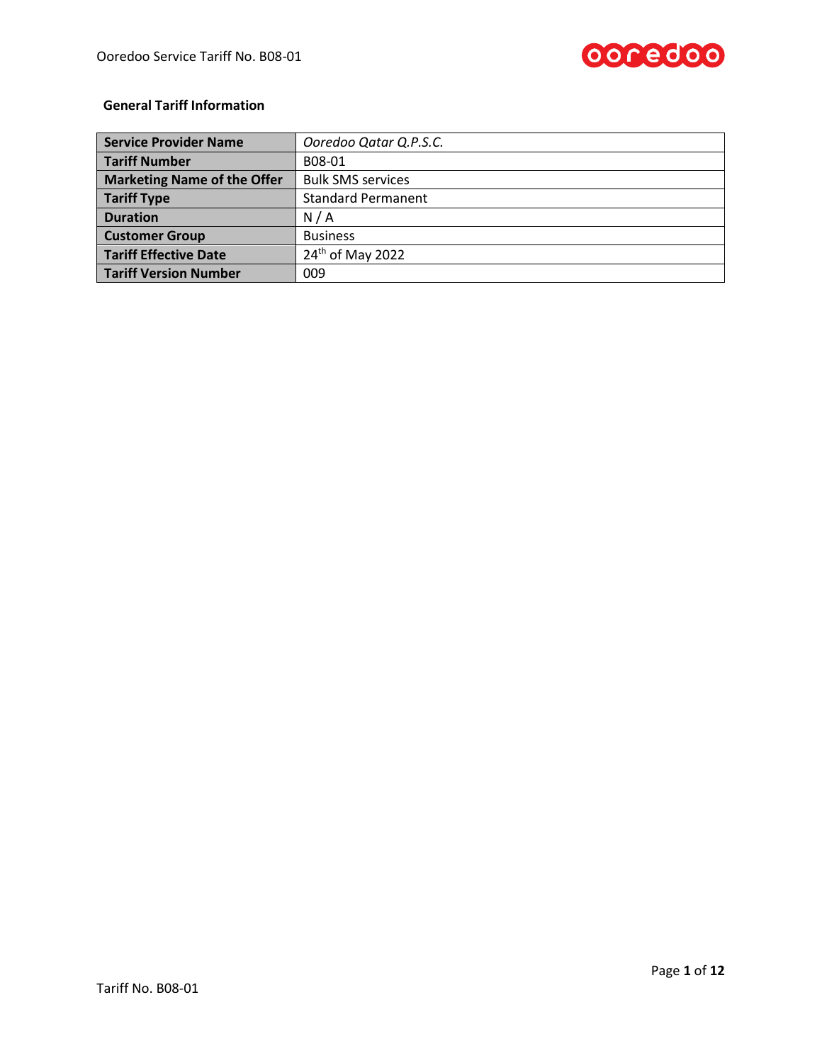**General Tariff Information**

| | |
|---|---|
| **Service Provider Name** | *Ooredoo Qatar Q.P.S.C.* |
| **Tariff Number** | B08-01 |
| **Marketing Name of the Offer** | Bulk SMS services |
| **Tariff Type** | Standard Permanent |
| **Duration** | N / A |
| **Customer Group** | Business |
| **Tariff Effective Date** | 24th of May 2022 |
| **Tariff Version Number** | 009 |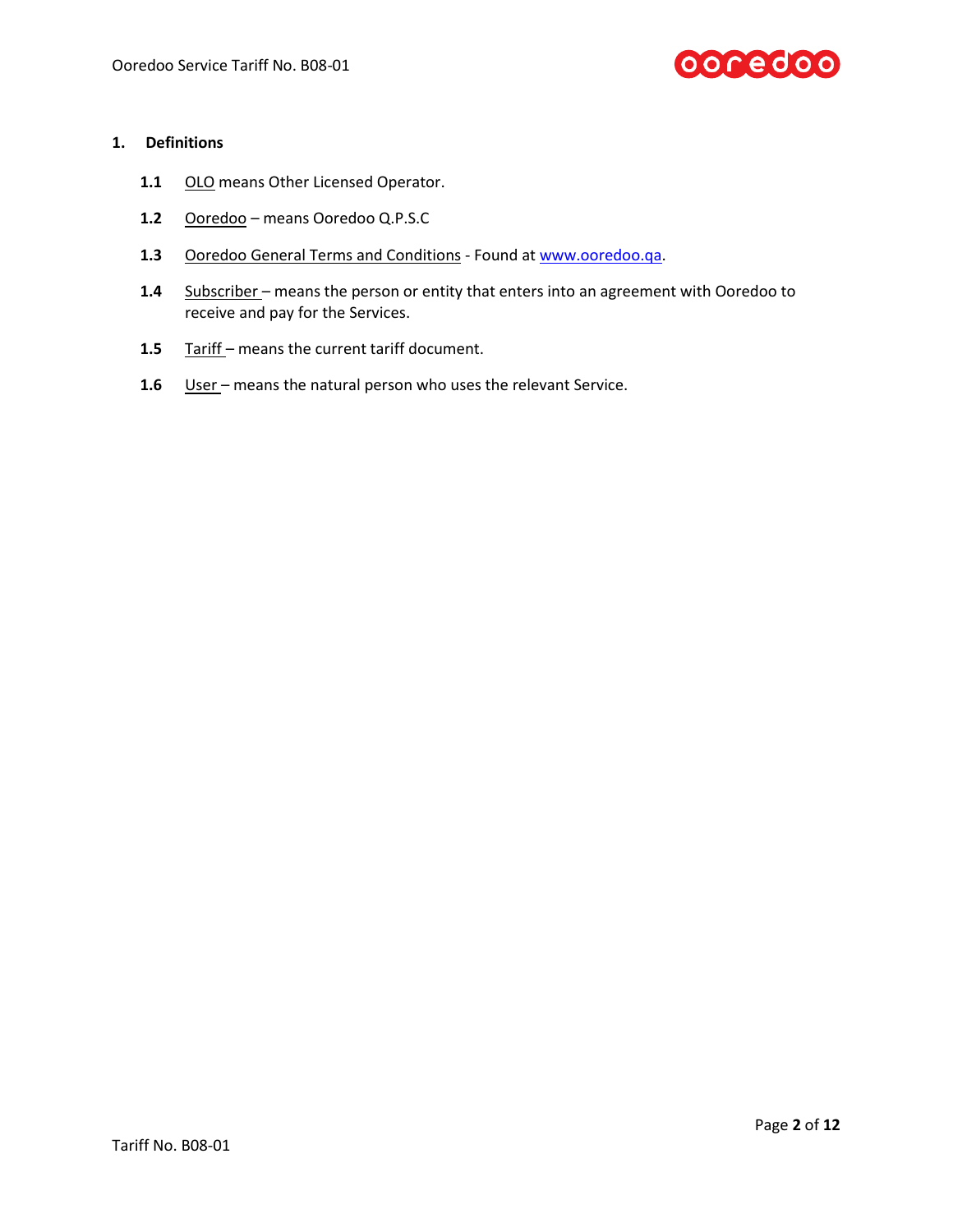## 1. Definitions

**1.1** <u>OLO</u> means Other Licensed Operator.

**1.2** <u>Ooredoo</u> – means Ooredoo Q.P.S.C

**1.3** <u>Ooredoo General Terms and Conditions</u> - Found at www.ooredoo.qa.

**1.4** <u>Subscriber</u> – means the person or entity that enters into an agreement with Ooredoo to receive and pay for the Services.

**1.5** <u>Tariff</u> – means the current tariff document.

**1.6** <u>User</u> – means the natural person who uses the relevant Service.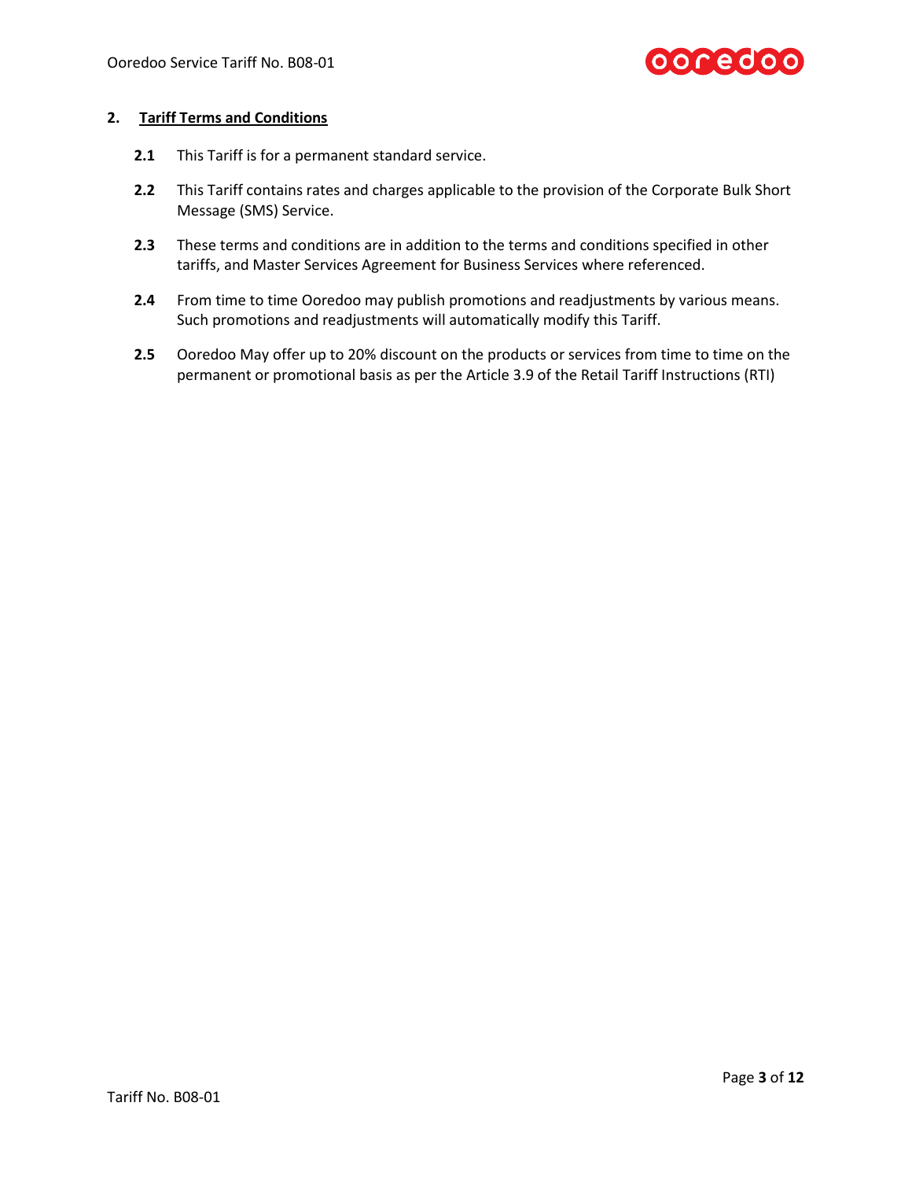## 2. Tariff Terms and Conditions

**2.1** This Tariff is for a permanent standard service.

**2.2** This Tariff contains rates and charges applicable to the provision of the Corporate Bulk Short Message (SMS) Service.

**2.3** These terms and conditions are in addition to the terms and conditions specified in other tariffs, and Master Services Agreement for Business Services where referenced.

**2.4** From time to time Ooredoo may publish promotions and readjustments by various means. Such promotions and readjustments will automatically modify this Tariff.

**2.5** Ooredoo May offer up to 20% discount on the products or services from time to time on the permanent or promotional basis as per the Article 3.9 of the Retail Tariff Instructions (RTI)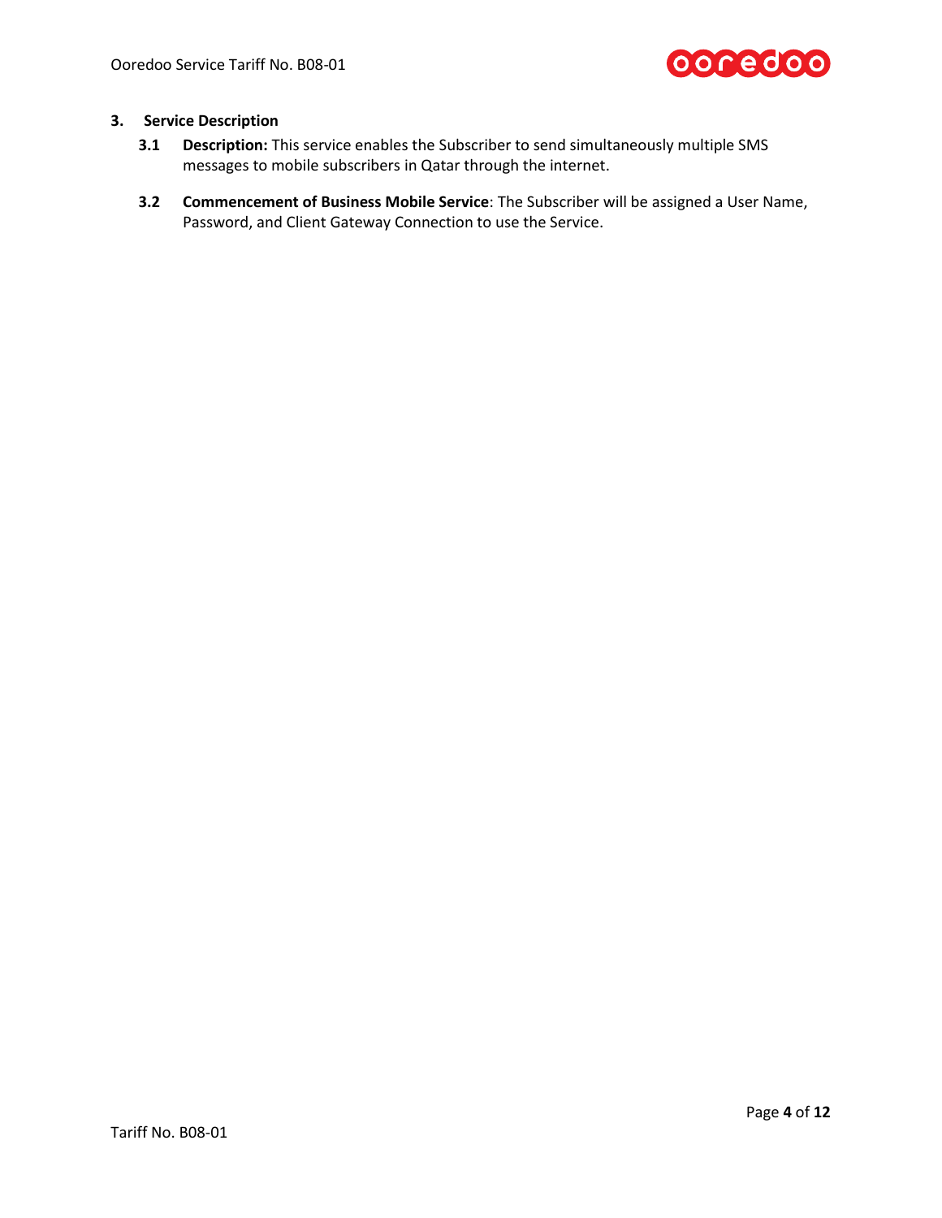## 3. Service Description

**3.1 Description:** This service enables the Subscriber to send simultaneously multiple SMS messages to mobile subscribers in Qatar through the internet.

**3.2 Commencement of Business Mobile Service**: The Subscriber will be assigned a User Name, Password, and Client Gateway Connection to use the Service.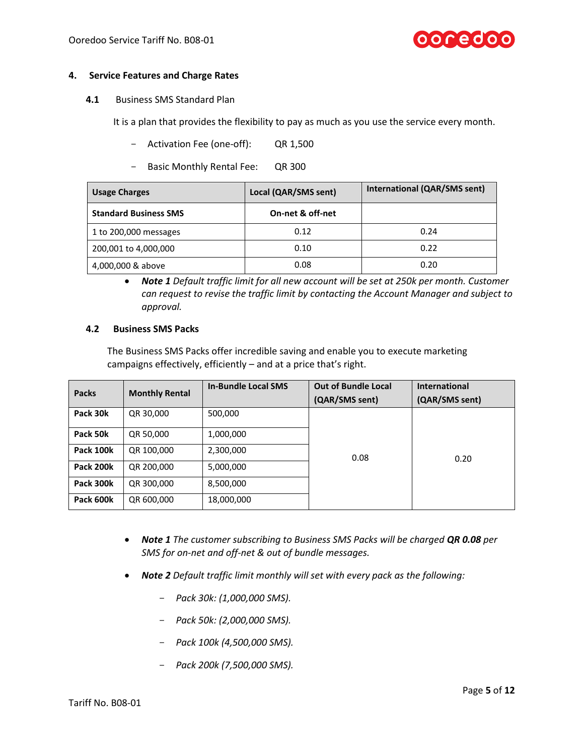## 4. Service Features and Charge Rates

### 4.1 Business SMS Standard Plan

It is a plan that provides the flexibility to pay as much as you use the service every month.

- Activation Fee (one-off): QR 1,500
- Basic Monthly Rental Fee: QR 300

| Usage Charges | Local (QAR/SMS sent) | International (QAR/SMS sent) |
|---|---|---|
| **Standard Business SMS** | **On-net & off-net** | |
| 1 to 200,000 messages | 0.12 | 0.24 |
| 200,001 to 4,000,000 | 0.10 | 0.22 |
| 4,000,000 & above | 0.08 | 0.20 |

- ***Note 1*** *Default traffic limit for all new account will be set at 250k per month. Customer can request to revise the traffic limit by contacting the Account Manager and subject to approval.*

### 4.2 Business SMS Packs

The Business SMS Packs offer incredible saving and enable you to execute marketing campaigns effectively, efficiently – and at a price that's right.

| Packs | Monthly Rental | In-Bundle Local SMS | Out of Bundle Local (QAR/SMS sent) | International (QAR/SMS sent) |
|---|---|---|---|---|
| **Pack 30k** | QR 30,000 | 500,000 | 0.08 | 0.20 |
| **Pack 50k** | QR 50,000 | 1,000,000 | | |
| **Pack 100k** | QR 100,000 | 2,300,000 | | |
| **Pack 200k** | QR 200,000 | 5,000,000 | | |
| **Pack 300k** | QR 300,000 | 8,500,000 | | |
| **Pack 600k** | QR 600,000 | 18,000,000 | | |

- ***Note 1*** *The customer subscribing to Business SMS Packs will be charged **QR 0.08** per SMS for on-net and off-net & out of bundle messages.*
- ***Note 2*** *Default traffic limit monthly will set with every pack as the following:*
  - *Pack 30k: (1,000,000 SMS).*
  - *Pack 50k: (2,000,000 SMS).*
  - *Pack 100k (4,500,000 SMS).*
  - *Pack 200k (7,500,000 SMS).*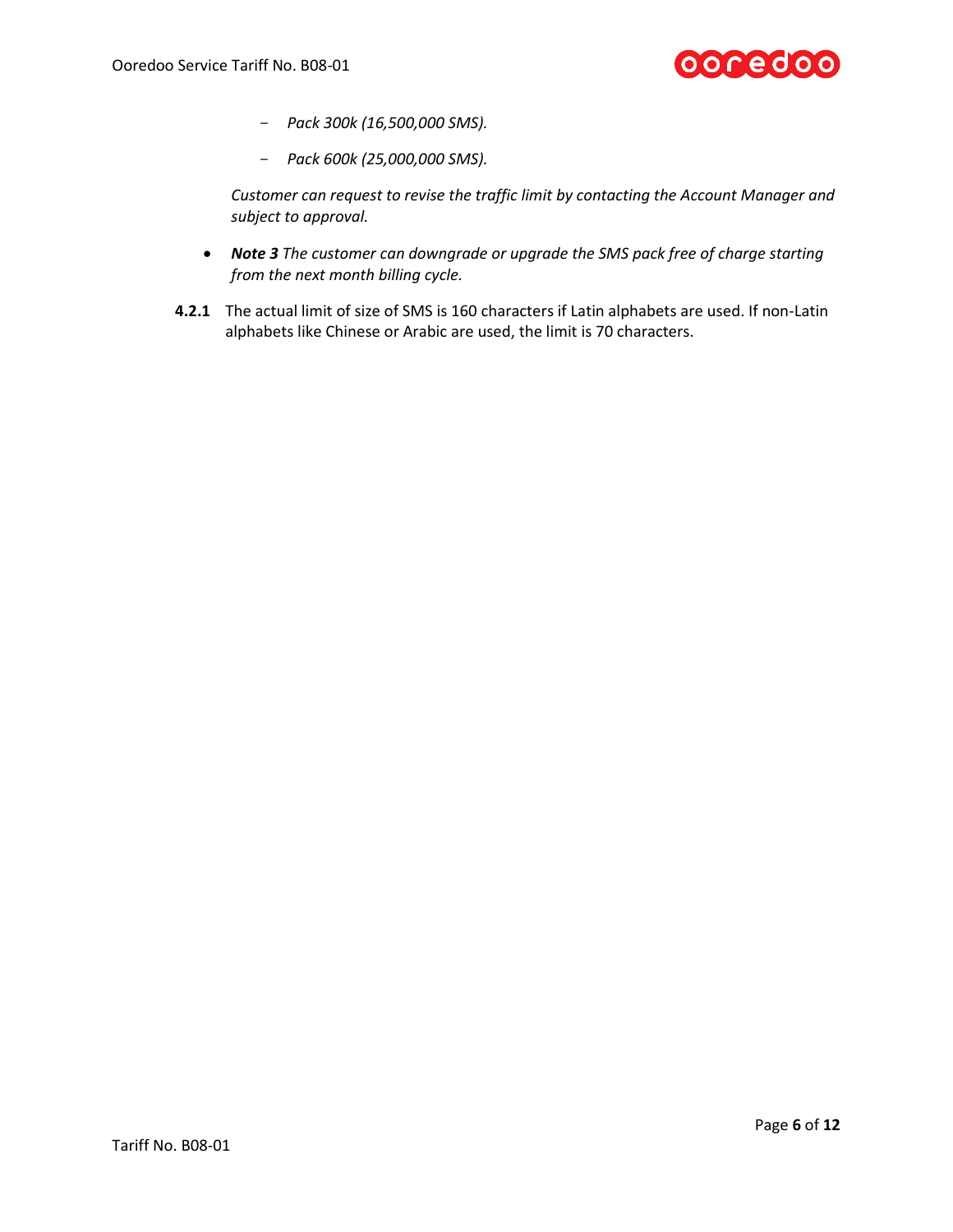- *Pack 300k (16,500,000 SMS).*
  - *Pack 600k (25,000,000 SMS).*

  *Customer can request to revise the traffic limit by contacting the Account Manager and subject to approval.*

- ***Note 3*** *The customer can downgrade or upgrade the SMS pack free of charge starting from the next month billing cycle.*

**4.2.1** The actual limit of size of SMS is 160 characters if Latin alphabets are used. If non-Latin alphabets like Chinese or Arabic are used, the limit is 70 characters.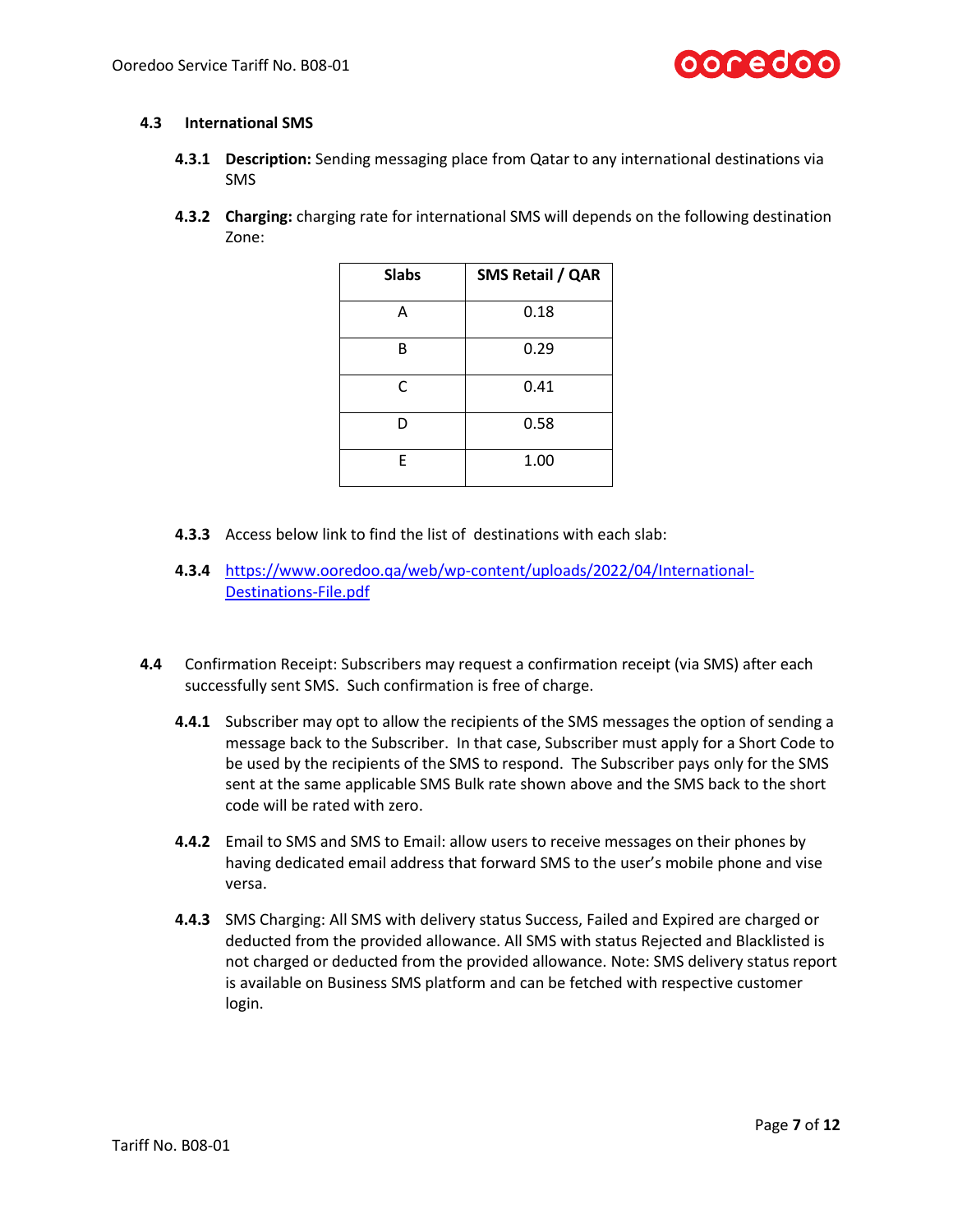### 4.3 International SMS

**4.3.1 Description:** Sending messaging place from Qatar to any international destinations via SMS

**4.3.2 Charging:** charging rate for international SMS will depends on the following destination Zone:

| Slabs | SMS Retail / QAR |
|---|---|
| A | 0.18 |
| B | 0.29 |
| C | 0.41 |
| D | 0.58 |
| E | 1.00 |

**4.3.3** Access below link to find the list of destinations with each slab:

**4.3.4** [https://www.ooredoo.qa/web/wp-content/uploads/2022/04/International-Destinations-File.pdf](https://www.ooredoo.qa/web/wp-content/uploads/2022/04/International-Destinations-File.pdf)

**4.4** Confirmation Receipt: Subscribers may request a confirmation receipt (via SMS) after each successfully sent SMS. Such confirmation is free of charge.

**4.4.1** Subscriber may opt to allow the recipients of the SMS messages the option of sending a message back to the Subscriber. In that case, Subscriber must apply for a Short Code to be used by the recipients of the SMS to respond. The Subscriber pays only for the SMS sent at the same applicable SMS Bulk rate shown above and the SMS back to the short code will be rated with zero.

**4.4.2** Email to SMS and SMS to Email: allow users to receive messages on their phones by having dedicated email address that forward SMS to the user's mobile phone and vise versa.

**4.4.3** SMS Charging: All SMS with delivery status Success, Failed and Expired are charged or deducted from the provided allowance. All SMS with status Rejected and Blacklisted is not charged or deducted from the provided allowance. Note: SMS delivery status report is available on Business SMS platform and can be fetched with respective customer login.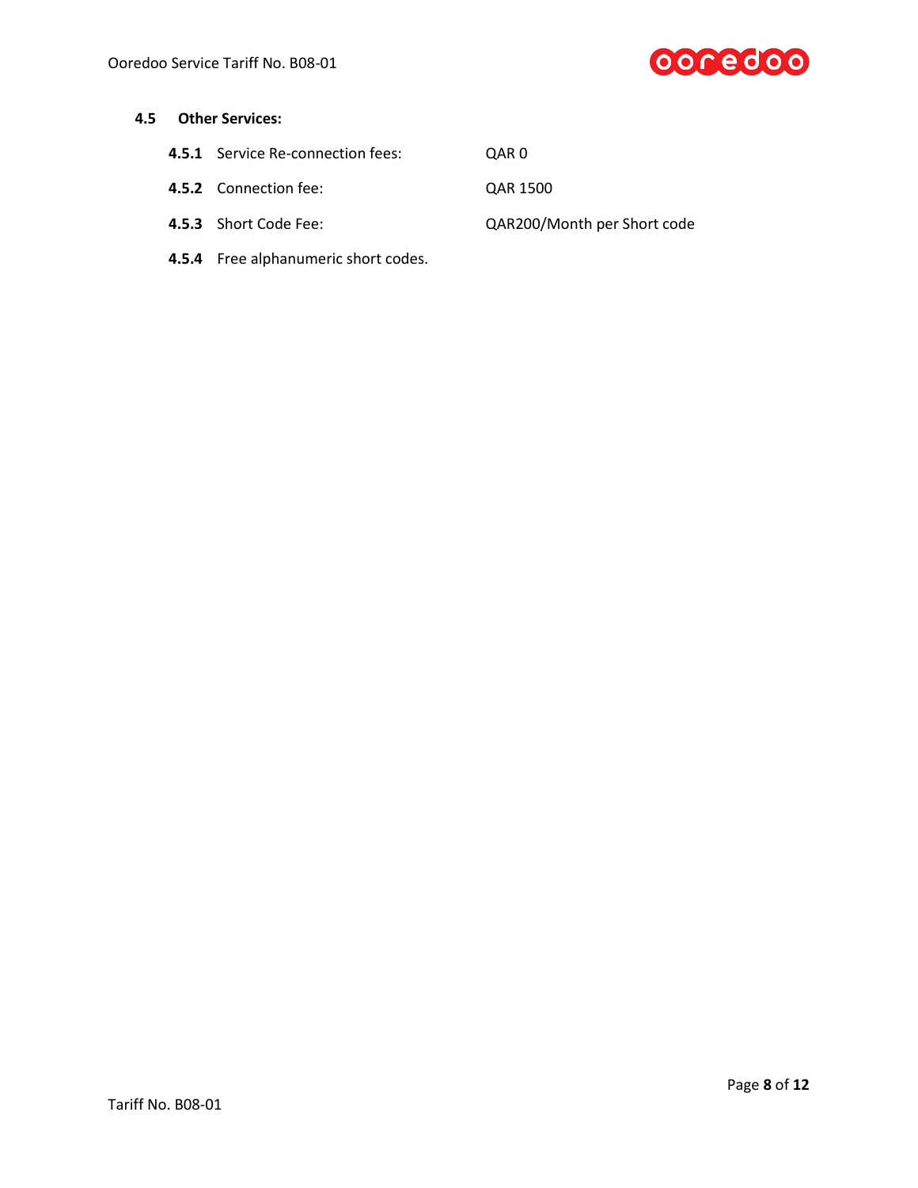### 4.5 Other Services:

**4.5.1** Service Re-connection fees: QAR 0

**4.5.2** Connection fee: QAR 1500

**4.5.3** Short Code Fee: QAR200/Month per Short code

**4.5.4** Free alphanumeric short codes.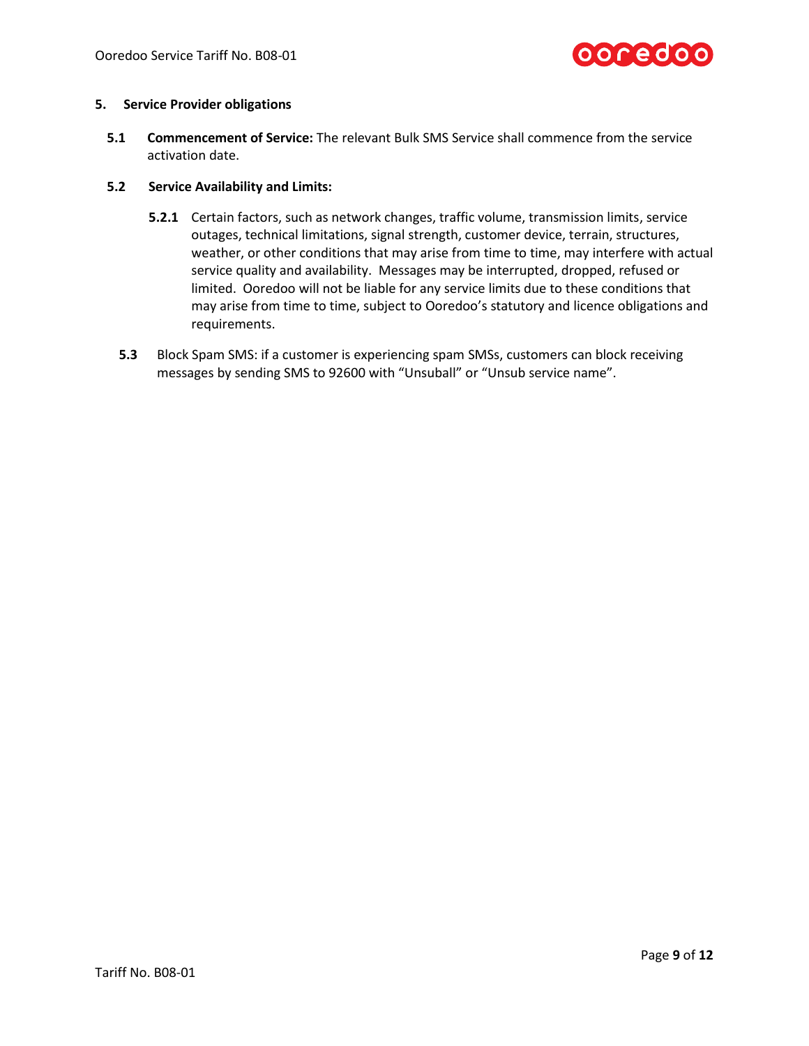## 5. Service Provider obligations

**5.1** **Commencement of Service:** The relevant Bulk SMS Service shall commence from the service activation date.

**5.2** **Service Availability and Limits:**

**5.2.1** Certain factors, such as network changes, traffic volume, transmission limits, service outages, technical limitations, signal strength, customer device, terrain, structures, weather, or other conditions that may arise from time to time, may interfere with actual service quality and availability. Messages may be interrupted, dropped, refused or limited. Ooredoo will not be liable for any service limits due to these conditions that may arise from time to time, subject to Ooredoo's statutory and licence obligations and requirements.

**5.3** Block Spam SMS: if a customer is experiencing spam SMSs, customers can block receiving messages by sending SMS to 92600 with "Unsuball" or "Unsub service name".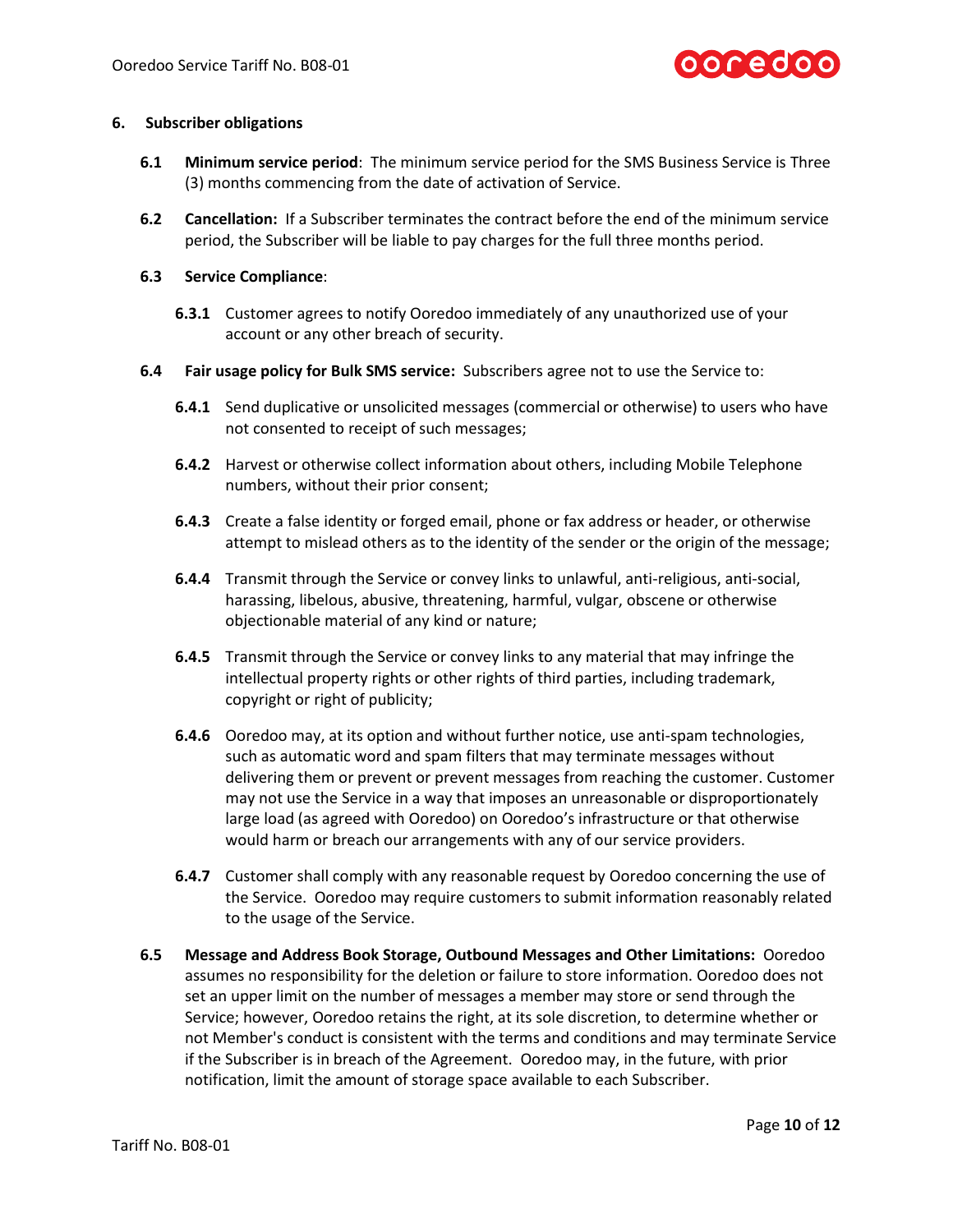## 6. Subscriber obligations

**6.1 Minimum service period**: The minimum service period for the SMS Business Service is Three (3) months commencing from the date of activation of Service.

**6.2 Cancellation:** If a Subscriber terminates the contract before the end of the minimum service period, the Subscriber will be liable to pay charges for the full three months period.

**6.3 Service Compliance**:

**6.3.1** Customer agrees to notify Ooredoo immediately of any unauthorized use of your account or any other breach of security.

**6.4 Fair usage policy for Bulk SMS service:** Subscribers agree not to use the Service to:

**6.4.1** Send duplicative or unsolicited messages (commercial or otherwise) to users who have not consented to receipt of such messages;

**6.4.2** Harvest or otherwise collect information about others, including Mobile Telephone numbers, without their prior consent;

**6.4.3** Create a false identity or forged email, phone or fax address or header, or otherwise attempt to mislead others as to the identity of the sender or the origin of the message;

**6.4.4** Transmit through the Service or convey links to unlawful, anti-religious, anti-social, harassing, libelous, abusive, threatening, harmful, vulgar, obscene or otherwise objectionable material of any kind or nature;

**6.4.5** Transmit through the Service or convey links to any material that may infringe the intellectual property rights or other rights of third parties, including trademark, copyright or right of publicity;

**6.4.6** Ooredoo may, at its option and without further notice, use anti-spam technologies, such as automatic word and spam filters that may terminate messages without delivering them or prevent or prevent messages from reaching the customer. Customer may not use the Service in a way that imposes an unreasonable or disproportionately large load (as agreed with Ooredoo) on Ooredoo's infrastructure or that otherwise would harm or breach our arrangements with any of our service providers.

**6.4.7** Customer shall comply with any reasonable request by Ooredoo concerning the use of the Service. Ooredoo may require customers to submit information reasonably related to the usage of the Service.

**6.5 Message and Address Book Storage, Outbound Messages and Other Limitations:** Ooredoo assumes no responsibility for the deletion or failure to store information. Ooredoo does not set an upper limit on the number of messages a member may store or send through the Service; however, Ooredoo retains the right, at its sole discretion, to determine whether or not Member's conduct is consistent with the terms and conditions and may terminate Service if the Subscriber is in breach of the Agreement. Ooredoo may, in the future, with prior notification, limit the amount of storage space available to each Subscriber.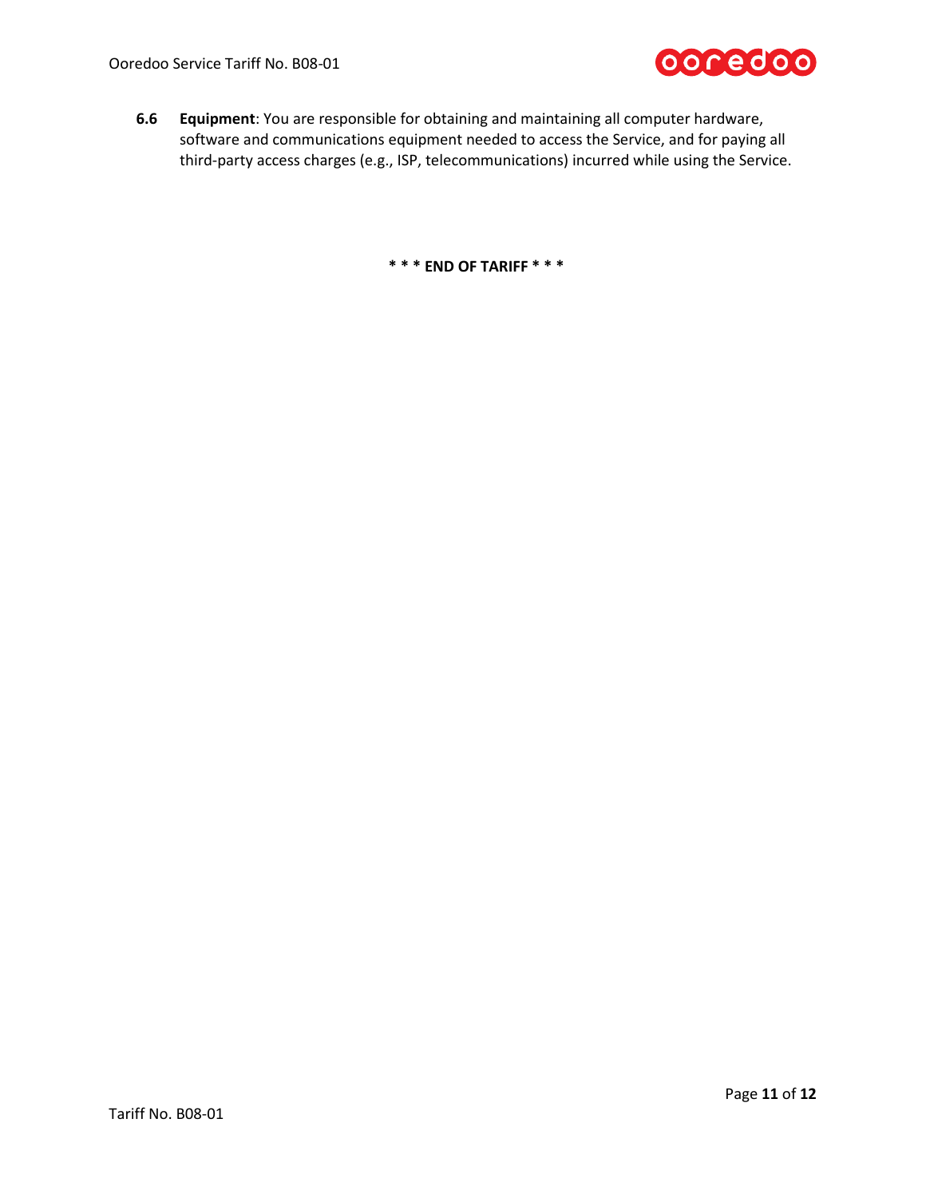**6.6** **Equipment**: You are responsible for obtaining and maintaining all computer hardware, software and communications equipment needed to access the Service, and for paying all third-party access charges (e.g., ISP, telecommunications) incurred while using the Service.

**\* \* \* END OF TARIFF \* \* \***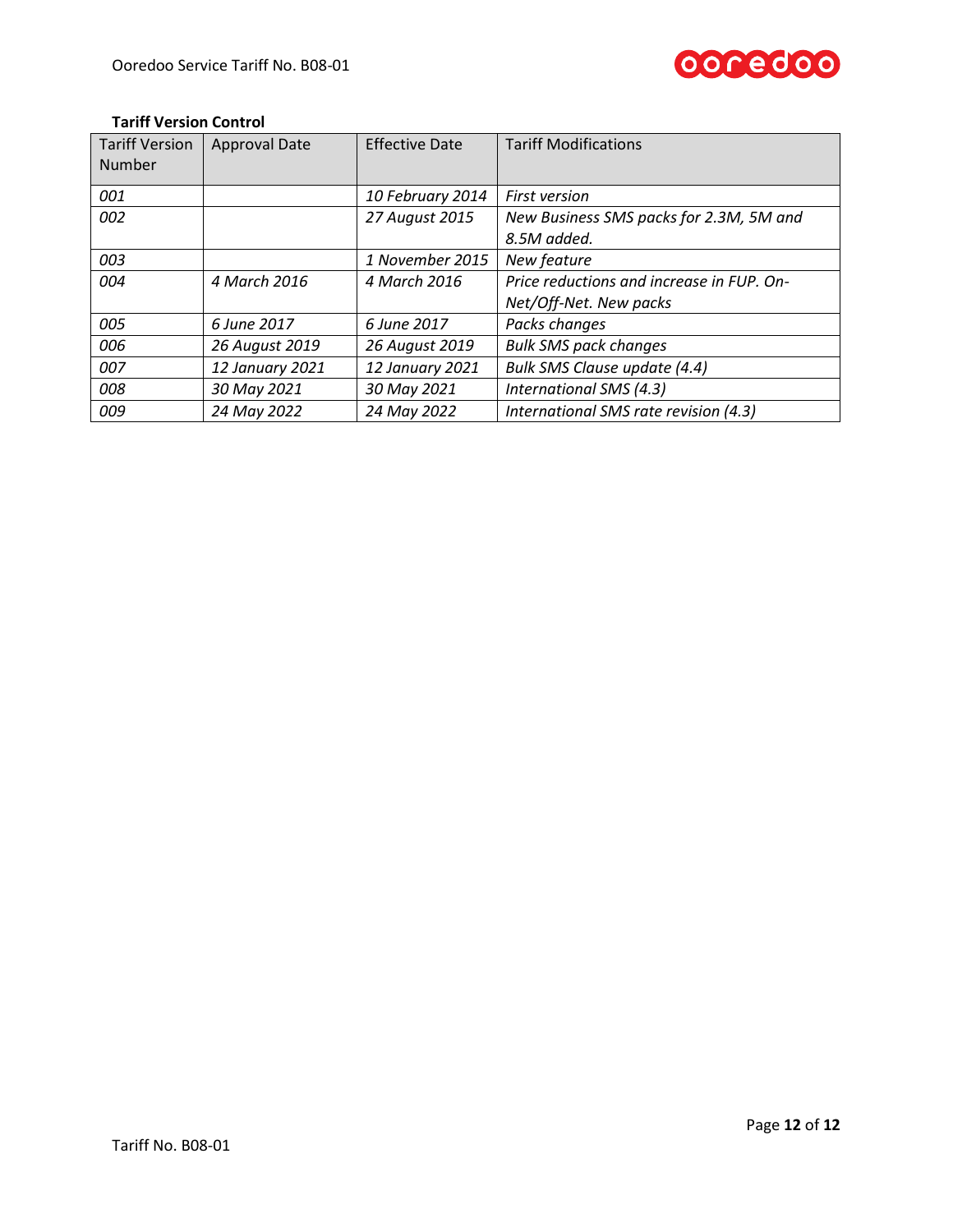**Tariff Version Control**

| Tariff Version Number | Approval Date | Effective Date | Tariff Modifications |
|---|---|---|---|
| *001* | | *10 February 2014* | *First version* |
| *002* | | *27 August 2015* | *New Business SMS packs for 2.3M, 5M and 8.5M added.* |
| *003* | | *1 November 2015* | *New feature* |
| *004* | *4 March 2016* | *4 March 2016* | *Price reductions and increase in FUP. On-Net/Off-Net. New packs* |
| *005* | *6 June 2017* | *6 June 2017* | *Packs changes* |
| *006* | *26 August 2019* | *26 August 2019* | *Bulk SMS pack changes* |
| *007* | *12 January 2021* | *12 January 2021* | *Bulk SMS Clause update (4.4)* |
| *008* | *30 May 2021* | *30 May 2021* | *International SMS (4.3)* |
| *009* | *24 May 2022* | *24 May 2022* | *International SMS rate revision (4.3)* |